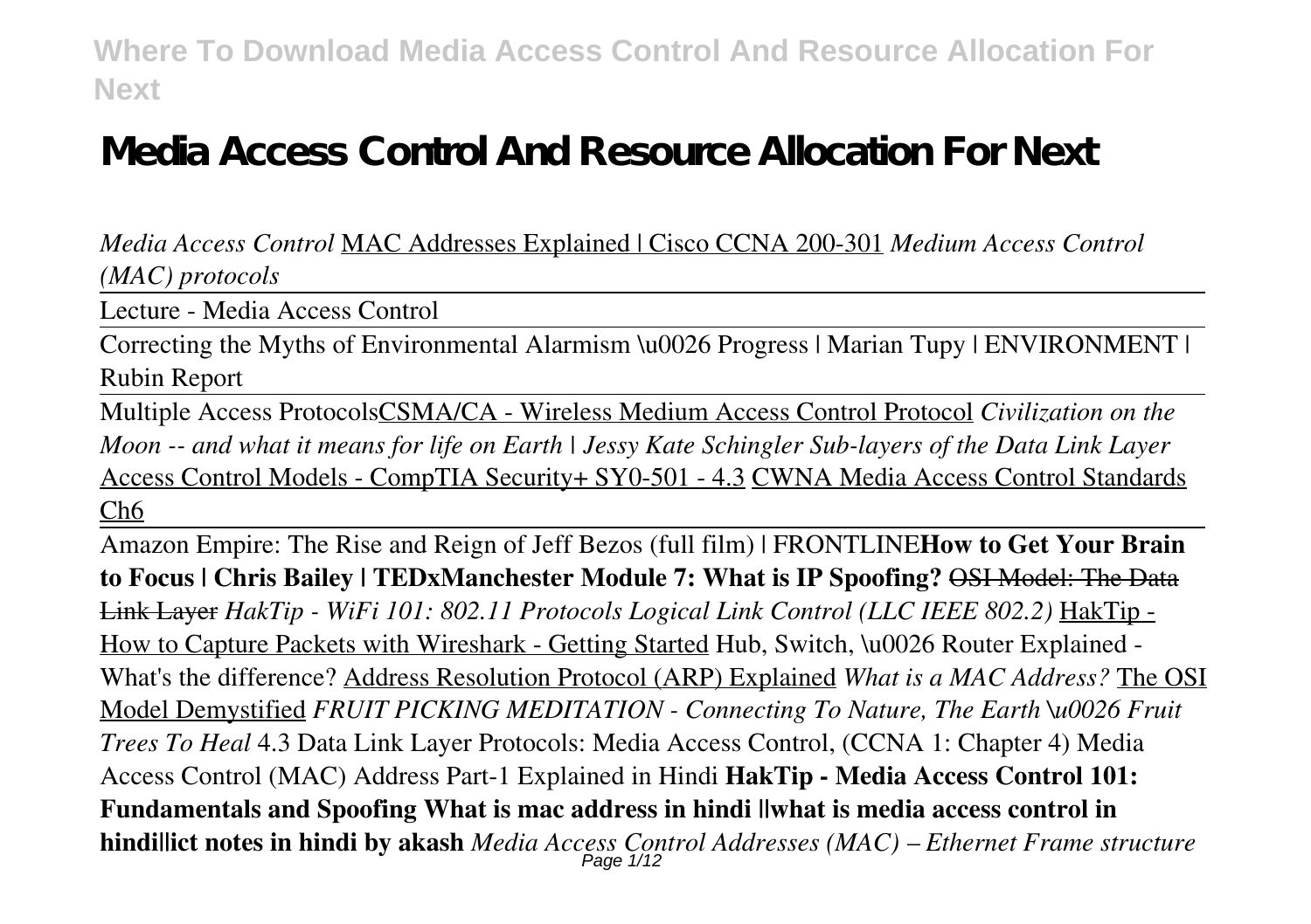# Media Access Control And Resource Allocation For Next

*Media Access Control* MAC Addresses Explained | Cisco CCNA 200-301 *Medium Access Control (MAC) protocols*

Lecture - Media Access Control

Correcting the Myths of Environmental Alarmism \u0026 Progress | Marian Tupy | ENVIRONMENT | Rubin Report

Multiple Access ProtocolsCSMA/CA - Wireless Medium Access Control Protocol *Civilization on the Moon -- and what it means for life on Earth | Jessy Kate Schingler Sub-layers of the Data Link Layer* Access Control Models - CompTIA Security+ SY0-501 - 4.3 CWNA Media Access Control Standards Ch6

Amazon Empire: The Rise and Reign of Jeff Bezos (full film) | FRONTLINE**How to Get Your Brain to Focus | Chris Bailey | TEDxManchester Module 7: What is IP Spoofing?** ~~OSI Model: The Data Link Layer~~ *HakTip - WiFi 101: 802.11 Protocols Logical Link Control (LLC IEEE 802.2)* HakTip - How to Capture Packets with Wireshark - Getting Started Hub, Switch, \u0026 Router Explained - What's the difference? Address Resolution Protocol (ARP) Explained *What is a MAC Address?* The OSI Model Demystified *FRUIT PICKING MEDITATION - Connecting To Nature, The Earth \u0026 Fruit Trees To Heal* 4.3 Data Link Layer Protocols: Media Access Control, (CCNA 1: Chapter 4) Media Access Control (MAC) Address Part-1 Explained in Hindi **HakTip - Media Access Control 101: Fundamentals and Spoofing What is mac address in hindi ||what is media access control in hindi||ict notes in hindi by akash** *Media Access Control Addresses (MAC) – Ethernet Frame structure*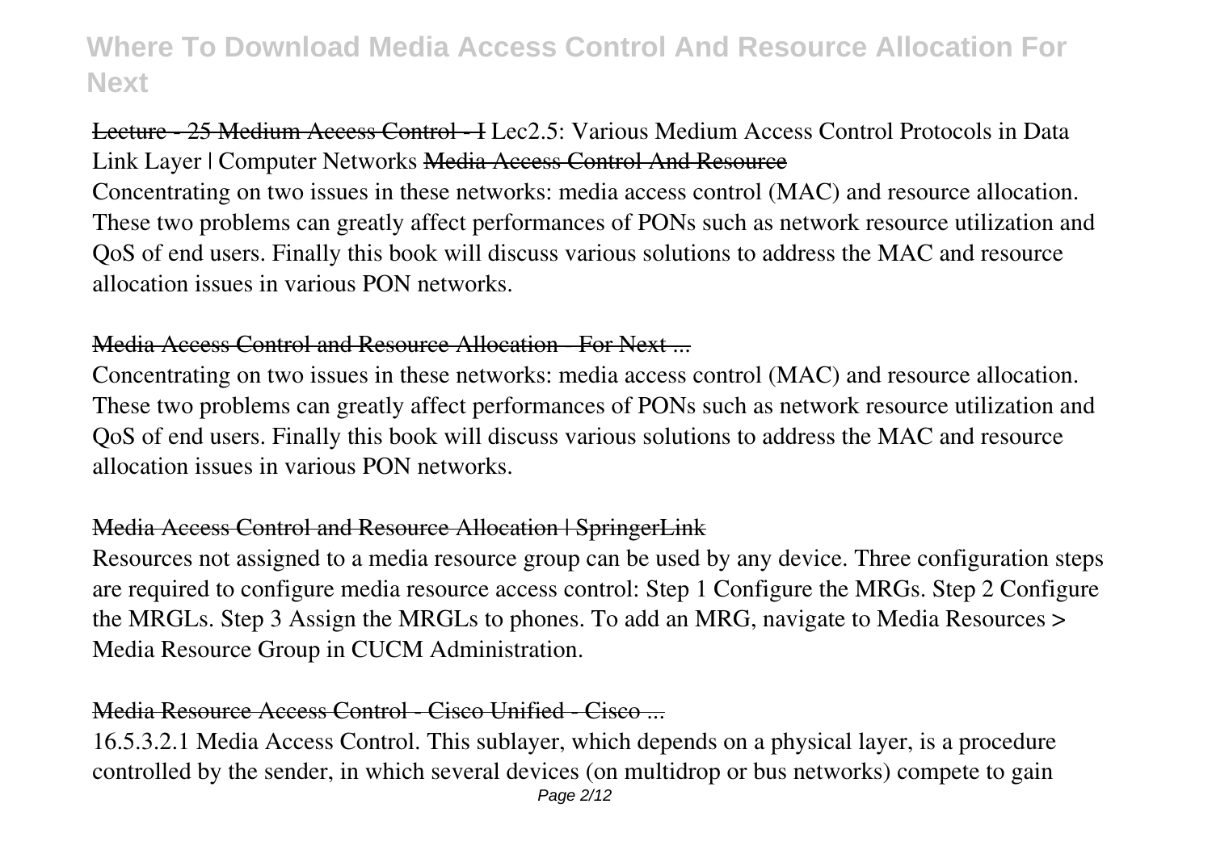Lecture - 25 Medium Access Control - I Lec2.5: Various Medium Access Control Protocols in Data Link Layer | Computer Networks Media Access Control And Resource

Concentrating on two issues in these networks: media access control (MAC) and resource allocation. These two problems can greatly affect performances of PONs such as network resource utilization and QoS of end users. Finally this book will discuss various solutions to address the MAC and resource allocation issues in various PON networks.

## Media Access Control and Resource Allocation - For Next ...

Concentrating on two issues in these networks: media access control (MAC) and resource allocation. These two problems can greatly affect performances of PONs such as network resource utilization and QoS of end users. Finally this book will discuss various solutions to address the MAC and resource allocation issues in various PON networks.

## Media Access Control and Resource Allocation | SpringerLink

Resources not assigned to a media resource group can be used by any device. Three configuration steps are required to configure media resource access control: Step 1 Configure the MRGs. Step 2 Configure the MRGLs. Step 3 Assign the MRGLs to phones. To add an MRG, navigate to Media Resources > Media Resource Group in CUCM Administration.

## Media Resource Access Control - Cisco Unified - Cisco ...

16.5.3.2.1 Media Access Control. This sublayer, which depends on a physical layer, is a procedure controlled by the sender, in which several devices (on multidrop or bus networks) compete to gain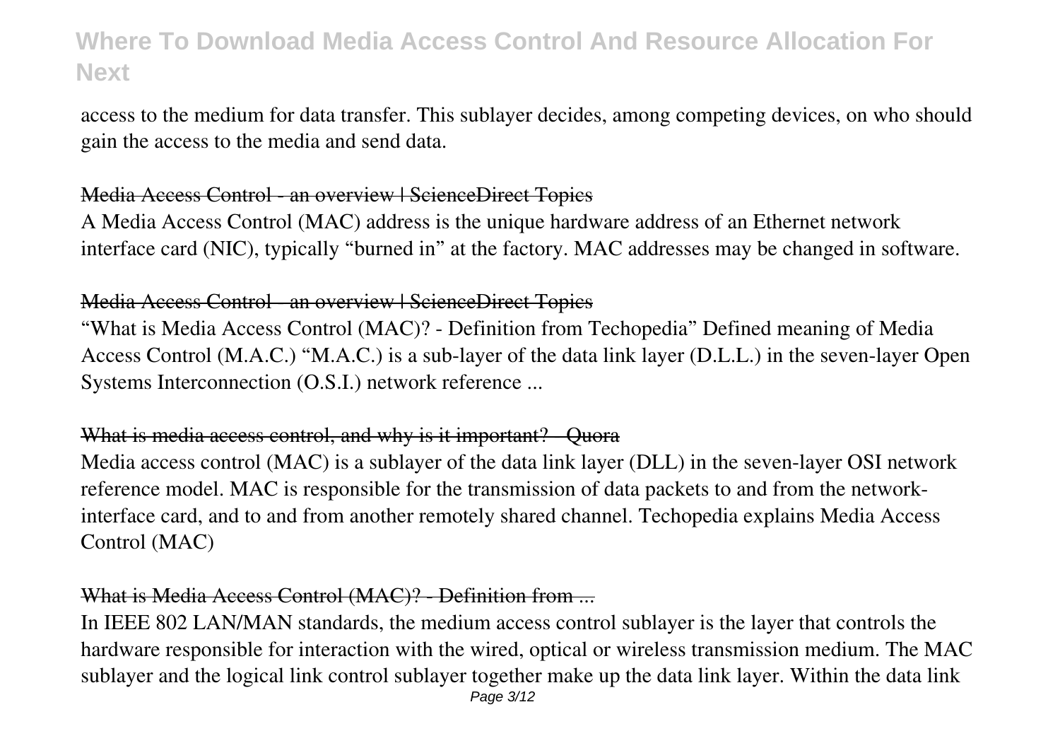access to the medium for data transfer. This sublayer decides, among competing devices, on who should gain the access to the media and send data.

### Media Access Control - an overview | ScienceDirect Topics

A Media Access Control (MAC) address is the unique hardware address of an Ethernet network interface card (NIC), typically "burned in" at the factory. MAC addresses may be changed in software.

### Media Access Control - an overview | ScienceDirect Topics

"What is Media Access Control (MAC)? - Definition from Techopedia" Defined meaning of Media Access Control (M.A.C.) "M.A.C.) is a sub-layer of the data link layer (D.L.L.) in the seven-layer Open Systems Interconnection (O.S.I.) network reference ...

### What is media access control, and why is it important? - Quora

Media access control (MAC) is a sublayer of the data link layer (DLL) in the seven-layer OSI network reference model. MAC is responsible for the transmission of data packets to and from the network-interface card, and to and from another remotely shared channel. Techopedia explains Media Access Control (MAC)

### What is Media Access Control (MAC)? - Definition from ...

In IEEE 802 LAN/MAN standards, the medium access control sublayer is the layer that controls the hardware responsible for interaction with the wired, optical or wireless transmission medium. The MAC sublayer and the logical link control sublayer together make up the data link layer. Within the data link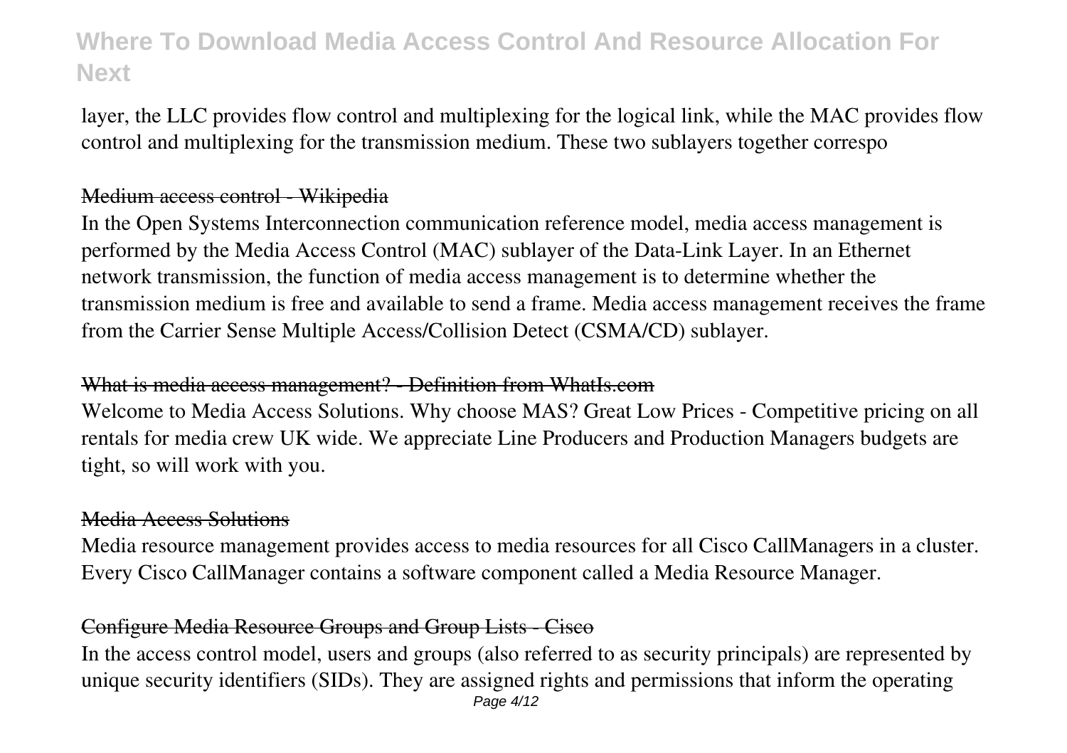layer, the LLC provides flow control and multiplexing for the logical link, while the MAC provides flow control and multiplexing for the transmission medium. These two sublayers together correspo

### Medium access control - Wikipedia

In the Open Systems Interconnection communication reference model, media access management is performed by the Media Access Control (MAC) sublayer of the Data-Link Layer. In an Ethernet network transmission, the function of media access management is to determine whether the transmission medium is free and available to send a frame. Media access management receives the frame from the Carrier Sense Multiple Access/Collision Detect (CSMA/CD) sublayer.

### What is media access management? - Definition from WhatIs.com

Welcome to Media Access Solutions. Why choose MAS? Great Low Prices - Competitive pricing on all rentals for media crew UK wide. We appreciate Line Producers and Production Managers budgets are tight, so will work with you.

### Media Access Solutions

Media resource management provides access to media resources for all Cisco CallManagers in a cluster. Every Cisco CallManager contains a software component called a Media Resource Manager.

### Configure Media Resource Groups and Group Lists - Cisco

In the access control model, users and groups (also referred to as security principals) are represented by unique security identifiers (SIDs). They are assigned rights and permissions that inform the operating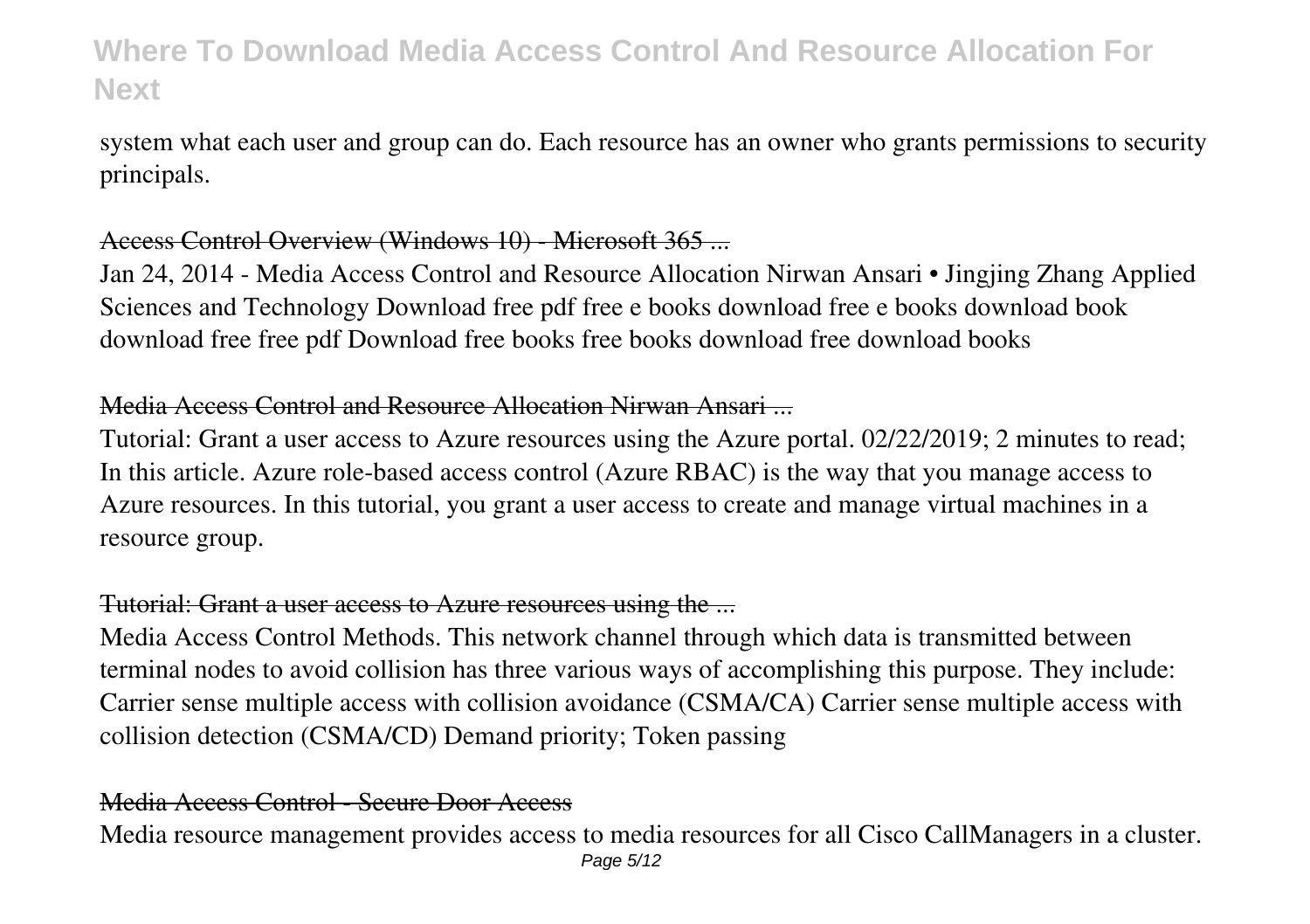system what each user and group can do. Each resource has an owner who grants permissions to security principals.

### Access Control Overview (Windows 10) - Microsoft 365 ...

Jan 24, 2014 - Media Access Control and Resource Allocation Nirwan Ansari • Jingjing Zhang Applied Sciences and Technology Download free pdf free e books download free e books download book download free free pdf Download free books free books download free download books

### Media Access Control and Resource Allocation Nirwan Ansari ...

Tutorial: Grant a user access to Azure resources using the Azure portal. 02/22/2019; 2 minutes to read; In this article. Azure role-based access control (Azure RBAC) is the way that you manage access to Azure resources. In this tutorial, you grant a user access to create and manage virtual machines in a resource group.

### Tutorial: Grant a user access to Azure resources using the ...

Media Access Control Methods. This network channel through which data is transmitted between terminal nodes to avoid collision has three various ways of accomplishing this purpose. They include: Carrier sense multiple access with collision avoidance (CSMA/CA) Carrier sense multiple access with collision detection (CSMA/CD) Demand priority; Token passing

### Media Access Control - Secure Door Access

Media resource management provides access to media resources for all Cisco CallManagers in a cluster.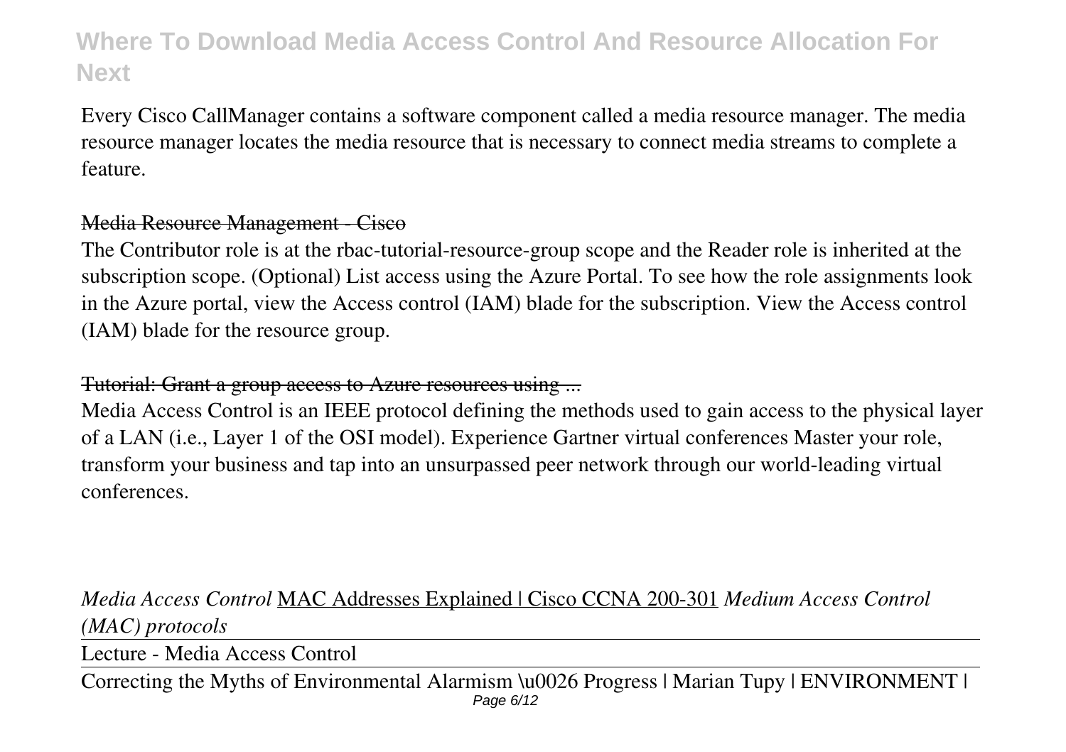Every Cisco CallManager contains a software component called a media resource manager. The media resource manager locates the media resource that is necessary to connect media streams to complete a feature.

~~Media Resource Management - Cisco~~

The Contributor role is at the rbac-tutorial-resource-group scope and the Reader role is inherited at the subscription scope. (Optional) List access using the Azure Portal. To see how the role assignments look in the Azure portal, view the Access control (IAM) blade for the subscription. View the Access control (IAM) blade for the resource group.

~~Tutorial: Grant a group access to Azure resources using ...~~

Media Access Control is an IEEE protocol defining the methods used to gain access to the physical layer of a LAN (i.e., Layer 1 of the OSI model). Experience Gartner virtual conferences Master your role, transform your business and tap into an unsurpassed peer network through our world-leading virtual conferences.

*Media Access Control* MAC Addresses Explained | Cisco CCNA 200-301 *Medium Access Control (MAC) protocols*

Lecture - Media Access Control

Correcting the Myths of Environmental Alarmism \u0026 Progress | Marian Tupy | ENVIRONMENT |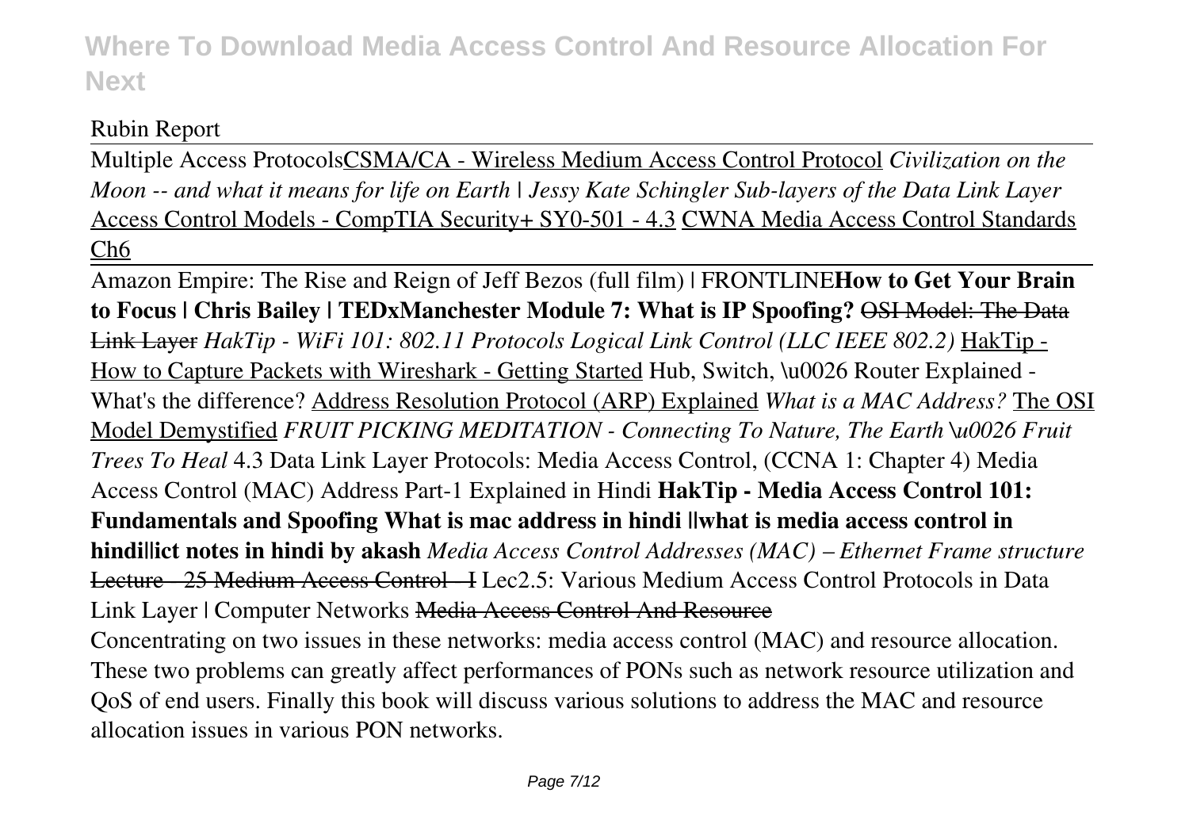Rubin Report

Multiple Access ProtocolsCSMA/CA - Wireless Medium Access Control Protocol *Civilization on the Moon -- and what it means for life on Earth | Jessy Kate Schingler Sub-layers of the Data Link Layer* Access Control Models - CompTIA Security+ SY0-501 - 4.3 CWNA Media Access Control Standards Ch6

Amazon Empire: The Rise and Reign of Jeff Bezos (full film) | FRONTLINE**How to Get Your Brain to Focus | Chris Bailey | TEDxManchester Module 7: What is IP Spoofing?** ~~OSI Model: The Data Link Layer~~ *HakTip - WiFi 101: 802.11 Protocols Logical Link Control (LLC IEEE 802.2)* HakTip - How to Capture Packets with Wireshark - Getting Started Hub, Switch, \u0026 Router Explained - What's the difference? Address Resolution Protocol (ARP) Explained *What is a MAC Address?* The OSI Model Demystified *FRUIT PICKING MEDITATION - Connecting To Nature, The Earth \u0026 Fruit Trees To Heal* 4.3 Data Link Layer Protocols: Media Access Control, (CCNA 1: Chapter 4) Media Access Control (MAC) Address Part-1 Explained in Hindi **HakTip - Media Access Control 101: Fundamentals and Spoofing What is mac address in hindi ||what is media access control in hindi||ict notes in hindi by akash** *Media Access Control Addresses (MAC) – Ethernet Frame structure* ~~Lecture - 25 Medium Access Control - I~~ Lec2.5: Various Medium Access Control Protocols in Data Link Layer | Computer Networks ~~Media Access Control And Resource~~

Concentrating on two issues in these networks: media access control (MAC) and resource allocation. These two problems can greatly affect performances of PONs such as network resource utilization and QoS of end users. Finally this book will discuss various solutions to address the MAC and resource allocation issues in various PON networks.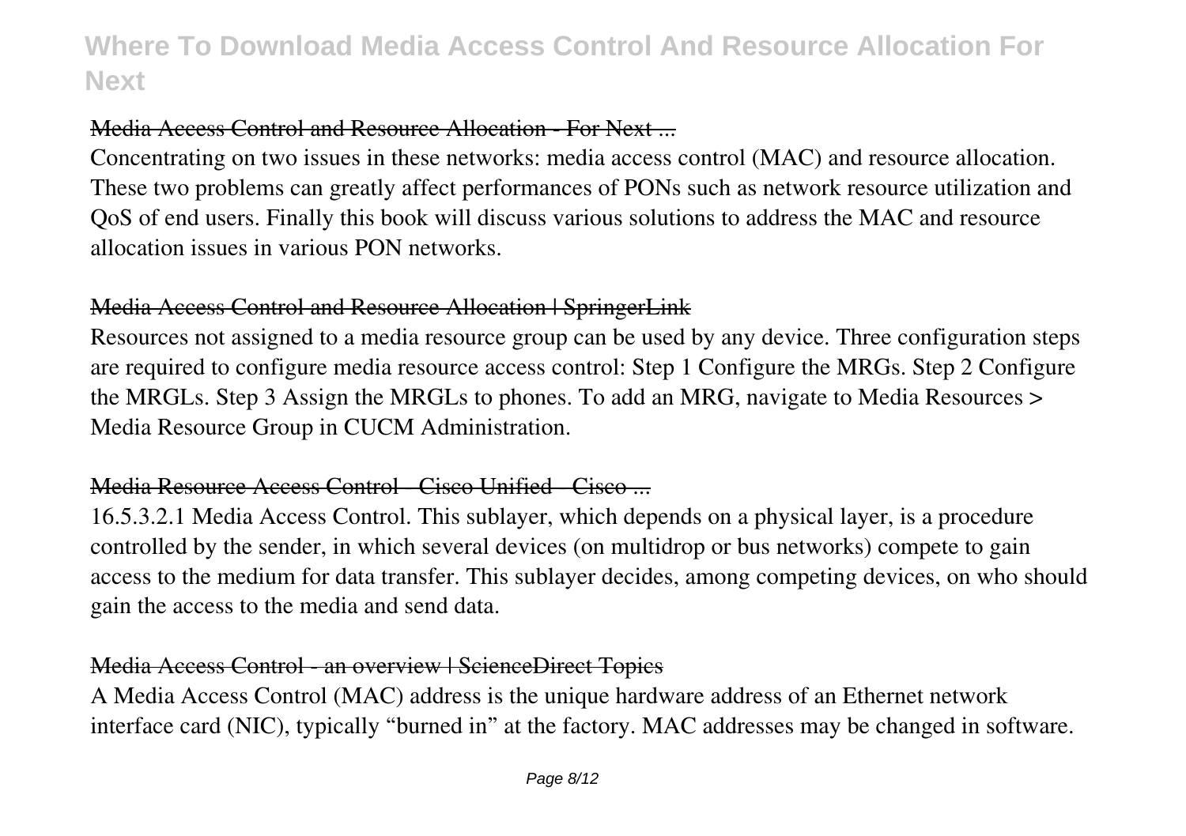### Media Access Control and Resource Allocation - For Next ...

Concentrating on two issues in these networks: media access control (MAC) and resource allocation. These two problems can greatly affect performances of PONs such as network resource utilization and QoS of end users. Finally this book will discuss various solutions to address the MAC and resource allocation issues in various PON networks.

### Media Access Control and Resource Allocation | SpringerLink

Resources not assigned to a media resource group can be used by any device. Three configuration steps are required to configure media resource access control: Step 1 Configure the MRGs. Step 2 Configure the MRGLs. Step 3 Assign the MRGLs to phones. To add an MRG, navigate to Media Resources > Media Resource Group in CUCM Administration.

### Media Resource Access Control - Cisco Unified - Cisco ...

16.5.3.2.1 Media Access Control. This sublayer, which depends on a physical layer, is a procedure controlled by the sender, in which several devices (on multidrop or bus networks) compete to gain access to the medium for data transfer. This sublayer decides, among competing devices, on who should gain the access to the media and send data.

### Media Access Control - an overview | ScienceDirect Topics

A Media Access Control (MAC) address is the unique hardware address of an Ethernet network interface card (NIC), typically “burned in” at the factory. MAC addresses may be changed in software.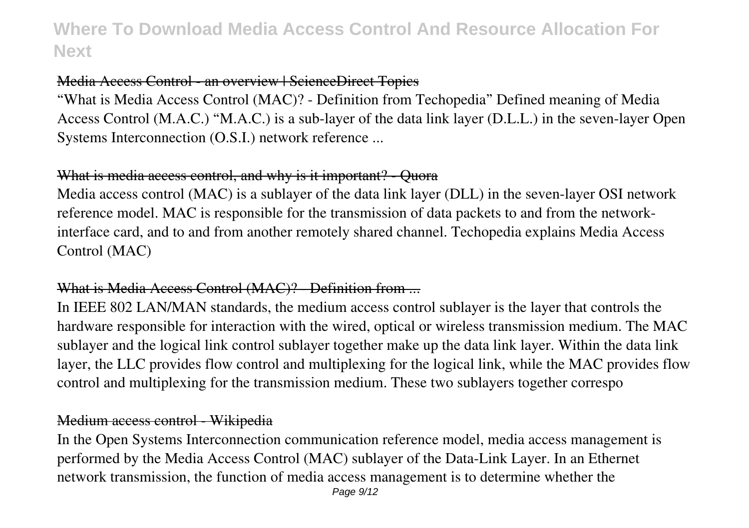Media Access Control - an overview | ScienceDirect Topics

"What is Media Access Control (MAC)? - Definition from Techopedia" Defined meaning of Media Access Control (M.A.C.) "M.A.C.) is a sub-layer of the data link layer (D.L.L.) in the seven-layer Open Systems Interconnection (O.S.I.) network reference ...

What is media access control, and why is it important? - Quora

Media access control (MAC) is a sublayer of the data link layer (DLL) in the seven-layer OSI network reference model. MAC is responsible for the transmission of data packets to and from the network-interface card, and to and from another remotely shared channel. Techopedia explains Media Access Control (MAC)

What is Media Access Control (MAC)? - Definition from ...

In IEEE 802 LAN/MAN standards, the medium access control sublayer is the layer that controls the hardware responsible for interaction with the wired, optical or wireless transmission medium. The MAC sublayer and the logical link control sublayer together make up the data link layer. Within the data link layer, the LLC provides flow control and multiplexing for the logical link, while the MAC provides flow control and multiplexing for the transmission medium. These two sublayers together correspo

Medium access control - Wikipedia

In the Open Systems Interconnection communication reference model, media access management is performed by the Media Access Control (MAC) sublayer of the Data-Link Layer. In an Ethernet network transmission, the function of media access management is to determine whether the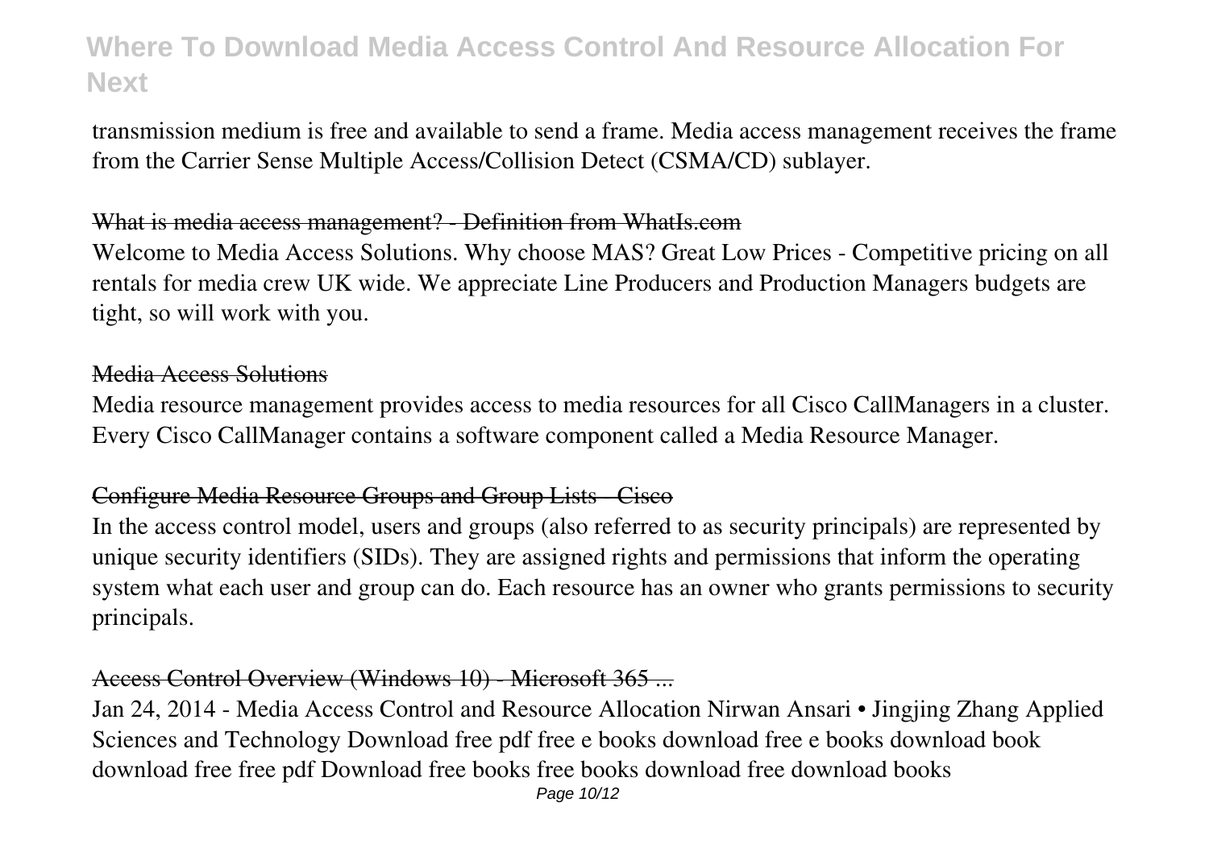transmission medium is free and available to send a frame. Media access management receives the frame from the Carrier Sense Multiple Access/Collision Detect (CSMA/CD) sublayer.

What is media access management? - Definition from WhatIs.com

Welcome to Media Access Solutions. Why choose MAS? Great Low Prices - Competitive pricing on all rentals for media crew UK wide. We appreciate Line Producers and Production Managers budgets are tight, so will work with you.

Media Access Solutions

Media resource management provides access to media resources for all Cisco CallManagers in a cluster. Every Cisco CallManager contains a software component called a Media Resource Manager.

Configure Media Resource Groups and Group Lists - Cisco

In the access control model, users and groups (also referred to as security principals) are represented by unique security identifiers (SIDs). They are assigned rights and permissions that inform the operating system what each user and group can do. Each resource has an owner who grants permissions to security principals.

Access Control Overview (Windows 10) - Microsoft 365 ...

Jan 24, 2014 - Media Access Control and Resource Allocation Nirwan Ansari • Jingjing Zhang Applied Sciences and Technology Download free pdf free e books download free e books download book download free free pdf Download free books free books download free download books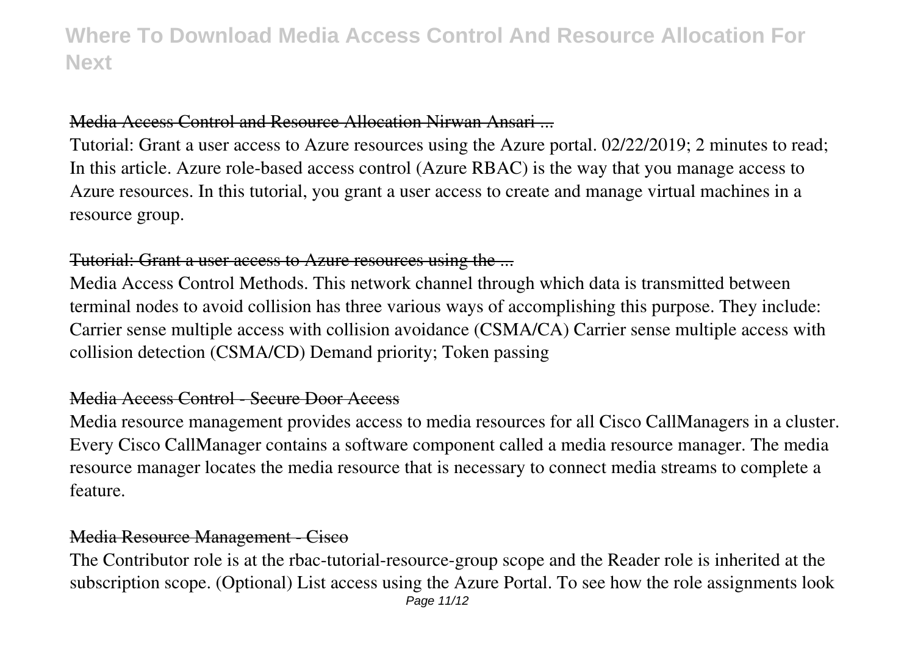## Media Access Control and Resource Allocation Nirwan Ansari ...

Tutorial: Grant a user access to Azure resources using the Azure portal. 02/22/2019; 2 minutes to read; In this article. Azure role-based access control (Azure RBAC) is the way that you manage access to Azure resources. In this tutorial, you grant a user access to create and manage virtual machines in a resource group.

## Tutorial: Grant a user access to Azure resources using the ...

Media Access Control Methods. This network channel through which data is transmitted between terminal nodes to avoid collision has three various ways of accomplishing this purpose. They include: Carrier sense multiple access with collision avoidance (CSMA/CA) Carrier sense multiple access with collision detection (CSMA/CD) Demand priority; Token passing

## Media Access Control - Secure Door Access

Media resource management provides access to media resources for all Cisco CallManagers in a cluster. Every Cisco CallManager contains a software component called a media resource manager. The media resource manager locates the media resource that is necessary to connect media streams to complete a feature.

## Media Resource Management - Cisco

The Contributor role is at the rbac-tutorial-resource-group scope and the Reader role is inherited at the subscription scope. (Optional) List access using the Azure Portal. To see how the role assignments look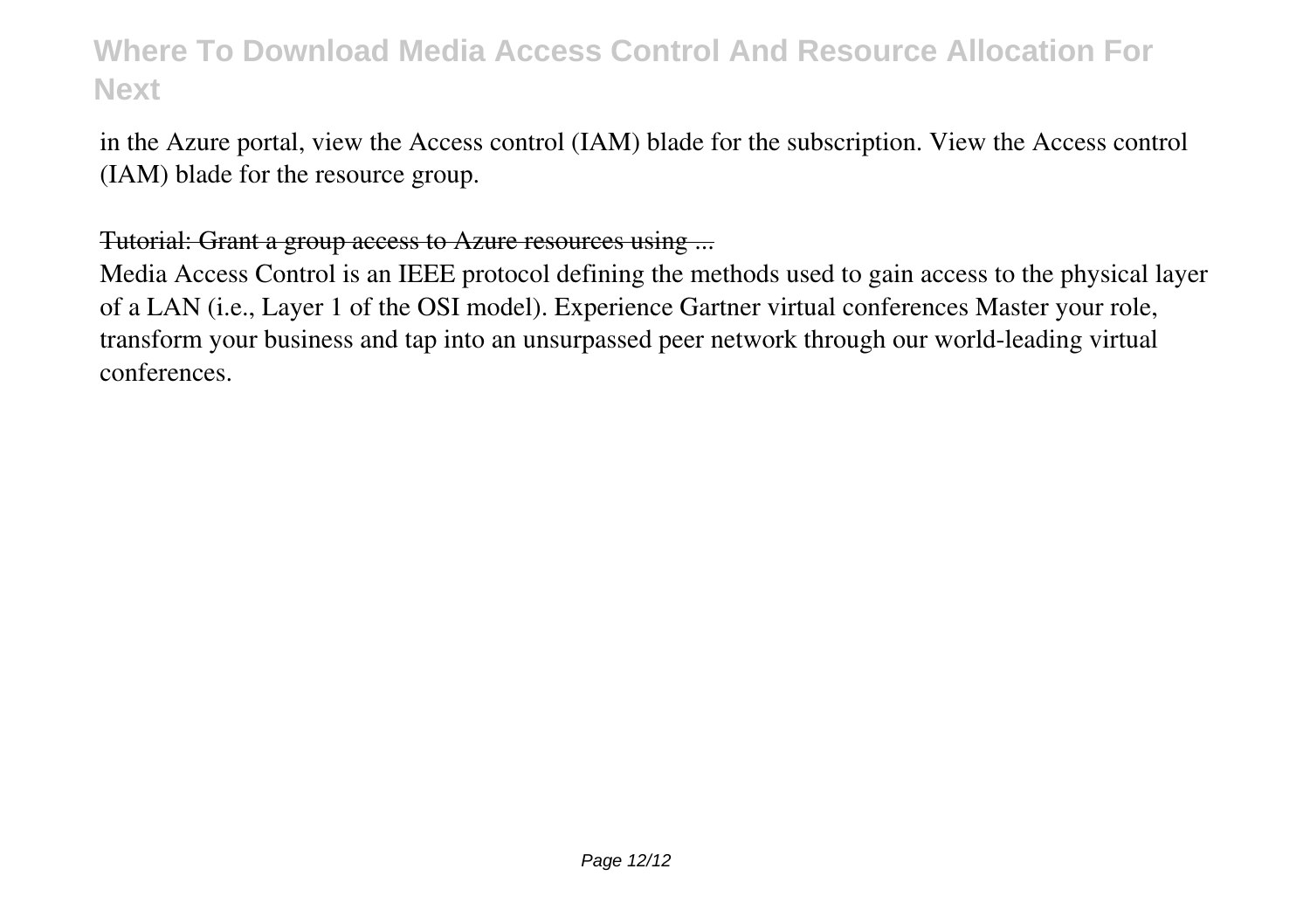in the Azure portal, view the Access control (IAM) blade for the subscription. View the Access control (IAM) blade for the resource group.

~~Tutorial: Grant a group access to Azure resources using ...~~

Media Access Control is an IEEE protocol defining the methods used to gain access to the physical layer of a LAN (i.e., Layer 1 of the OSI model). Experience Gartner virtual conferences Master your role, transform your business and tap into an unsurpassed peer network through our world-leading virtual conferences.